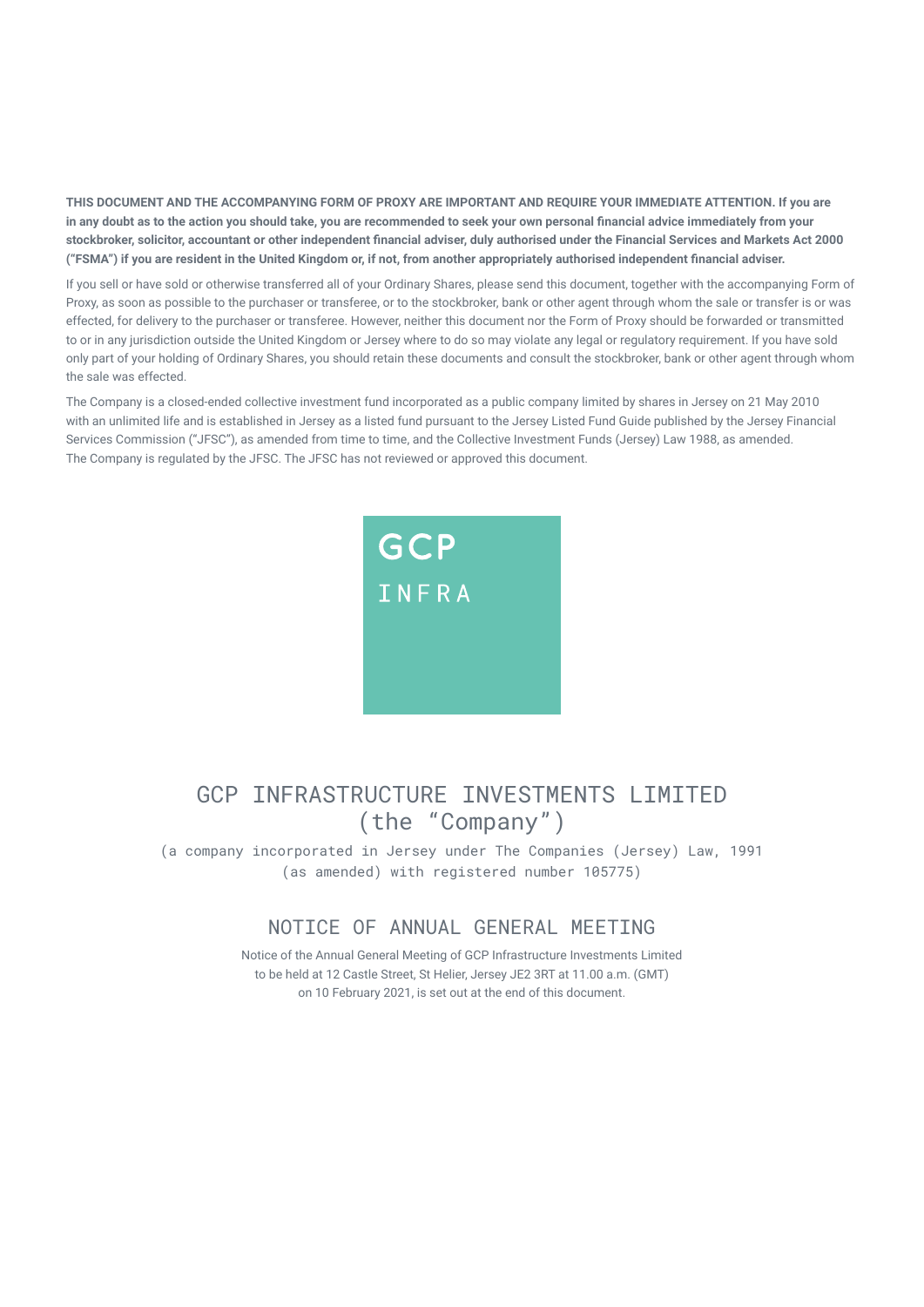**THIS DOCUMENT AND THE ACCOMPANYING FORM OF PROXY ARE IMPORTANT AND REQUIRE YOUR IMMEDIATE ATTENTION. If you are in any doubt as to the action you should take, you are recommended to seek your own personal financial advice immediately from your stockbroker, solicitor, accountant or other independent financial adviser, duly authorised under the Financial Services and Markets Act 2000 ("FSMA") if you are resident in the United Kingdom or, if not, from another appropriately authorised independent financial adviser.**

If you sell or have sold or otherwise transferred all of your Ordinary Shares, please send this document, together with the accompanying Form of Proxy, as soon as possible to the purchaser or transferee, or to the stockbroker, bank or other agent through whom the sale or transfer is or was effected, for delivery to the purchaser or transferee. However, neither this document nor the Form of Proxy should be forwarded or transmitted to or in any jurisdiction outside the United Kingdom or Jersey where to do so may violate any legal or regulatory requirement. If you have sold only part of your holding of Ordinary Shares, you should retain these documents and consult the stockbroker, bank or other agent through whom the sale was effected.

The Company is a closed-ended collective investment fund incorporated as a public company limited by shares in Jersey on 21 May 2010 with an unlimited life and is established in Jersey as a listed fund pursuant to the Jersey Listed Fund Guide published by the Jersey Financial Services Commission ("JFSC"), as amended from time to time, and the Collective Investment Funds (Jersey) Law 1988, as amended. The Company is regulated by the JFSC. The JFSC has not reviewed or approved this document.

GCP
INFRA

# GCP INFRASTRUCTURE INVESTMENTS LIMITED (the "Company")

(a company incorporated in Jersey under The Companies (Jersey) Law, 1991 (as amended) with registered number 105775)

## NOTICE OF ANNUAL GENERAL MEETING

Notice of the Annual General Meeting of GCP Infrastructure Investments Limited to be held at 12 Castle Street, St Helier, Jersey JE2 3RT at 11.00 a.m. (GMT) on 10 February 2021, is set out at the end of this document.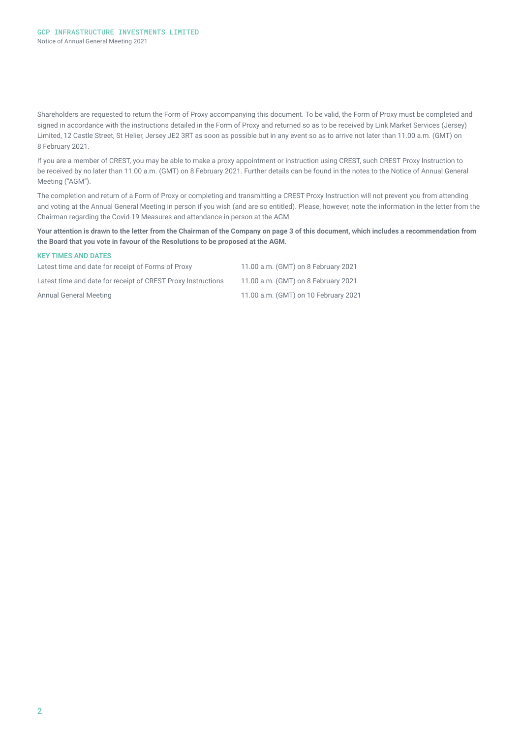Shareholders are requested to return the Form of Proxy accompanying this document. To be valid, the Form of Proxy must be completed and signed in accordance with the instructions detailed in the Form of Proxy and returned so as to be received by Link Market Services (Jersey) Limited, 12 Castle Street, St Helier, Jersey JE2 3RT as soon as possible but in any event so as to arrive not later than 11.00 a.m. (GMT) on 8 February 2021.

If you are a member of CREST, you may be able to make a proxy appointment or instruction using CREST, such CREST Proxy Instruction to be received by no later than 11.00 a.m. (GMT) on 8 February 2021. Further details can be found in the notes to the Notice of Annual General Meeting ("AGM").

The completion and return of a Form of Proxy or completing and transmitting a CREST Proxy Instruction will not prevent you from attending and voting at the Annual General Meeting in person if you wish (and are so entitled). Please, however, note the information in the letter from the Chairman regarding the Covid-19 Measures and attendance in person at the AGM.

**Your attention is drawn to the letter from the Chairman of the Company on page 3 of this document, which includes a recommendation from the Board that you vote in favour of the Resolutions to be proposed at the AGM.**

## KEY TIMES AND DATES

| | |
|---|---|
| Latest time and date for receipt of Forms of Proxy | 11.00 a.m. (GMT) on 8 February 2021 |
| Latest time and date for receipt of CREST Proxy Instructions | 11.00 a.m. (GMT) on 8 February 2021 |
| Annual General Meeting | 11.00 a.m. (GMT) on 10 February 2021 |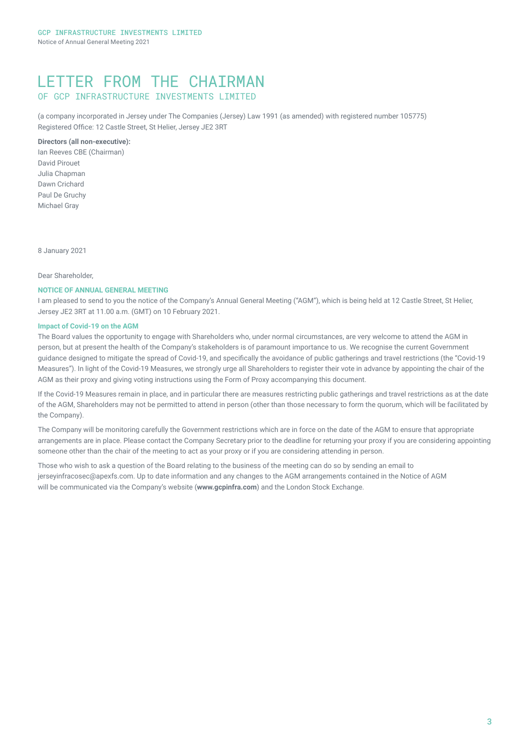# LETTER FROM THE CHAIRMAN

## OF GCP INFRASTRUCTURE INVESTMENTS LIMITED

(a company incorporated in Jersey under The Companies (Jersey) Law 1991 (as amended) with registered number 105775)
Registered Office: 12 Castle Street, St Helier, Jersey JE2 3RT

**Directors (all non-executive):**
Ian Reeves CBE (Chairman)
David Pirouet
Julia Chapman
Dawn Crichard
Paul De Gruchy
Michael Gray

8 January 2021

Dear Shareholder,

### NOTICE OF ANNUAL GENERAL MEETING

I am pleased to send to you the notice of the Company's Annual General Meeting ("AGM"), which is being held at 12 Castle Street, St Helier, Jersey JE2 3RT at 11.00 a.m. (GMT) on 10 February 2021.

### Impact of Covid-19 on the AGM

The Board values the opportunity to engage with Shareholders who, under normal circumstances, are very welcome to attend the AGM in person, but at present the health of the Company's stakeholders is of paramount importance to us. We recognise the current Government guidance designed to mitigate the spread of Covid-19, and specifically the avoidance of public gatherings and travel restrictions (the "Covid-19 Measures"). In light of the Covid-19 Measures, we strongly urge all Shareholders to register their vote in advance by appointing the chair of the AGM as their proxy and giving voting instructions using the Form of Proxy accompanying this document.

If the Covid-19 Measures remain in place, and in particular there are measures restricting public gatherings and travel restrictions as at the date of the AGM, Shareholders may not be permitted to attend in person (other than those necessary to form the quorum, which will be facilitated by the Company).

The Company will be monitoring carefully the Government restrictions which are in force on the date of the AGM to ensure that appropriate arrangements are in place. Please contact the Company Secretary prior to the deadline for returning your proxy if you are considering appointing someone other than the chair of the meeting to act as your proxy or if you are considering attending in person.

Those who wish to ask a question of the Board relating to the business of the meeting can do so by sending an email to jerseyinfracosec@apexfs.com. Up to date information and any changes to the AGM arrangements contained in the Notice of AGM will be communicated via the Company's website (**www.gcpinfra.com**) and the London Stock Exchange.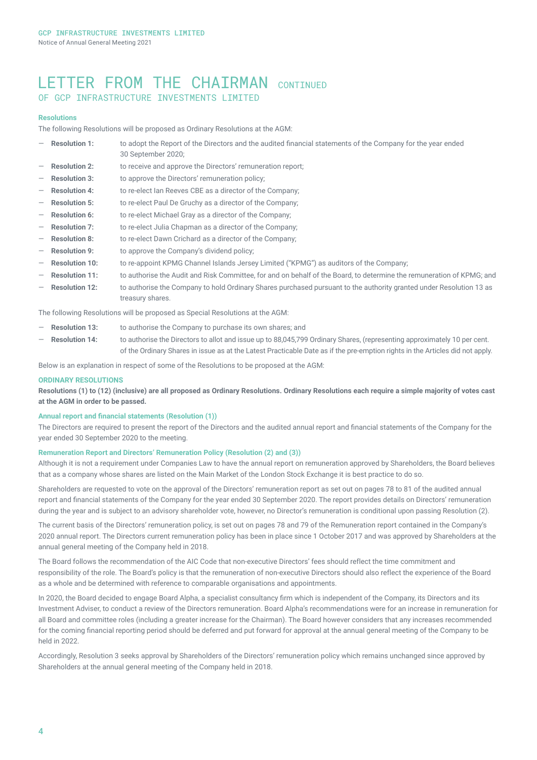# LETTER FROM THE CHAIRMAN CONTINUED
## OF GCP INFRASTRUCTURE INVESTMENTS LIMITED

### Resolutions

The following Resolutions will be proposed as Ordinary Resolutions at the AGM:

- **Resolution 1:** to adopt the Report of the Directors and the audited financial statements of the Company for the year ended 30 September 2020;
- **Resolution 2:** to receive and approve the Directors' remuneration report;
- **Resolution 3:** to approve the Directors' remuneration policy;
- **Resolution 4:** to re-elect Ian Reeves CBE as a director of the Company;
- **Resolution 5:** to re-elect Paul De Gruchy as a director of the Company;
- **Resolution 6:** to re-elect Michael Gray as a director of the Company;
- **Resolution 7:** to re-elect Julia Chapman as a director of the Company;
- **Resolution 8:** to re-elect Dawn Crichard as a director of the Company;
- **Resolution 9:** to approve the Company's dividend policy;
- **Resolution 10:** to re-appoint KPMG Channel Islands Jersey Limited ("KPMG") as auditors of the Company;
- **Resolution 11:** to authorise the Audit and Risk Committee, for and on behalf of the Board, to determine the remuneration of KPMG; and
- **Resolution 12:** to authorise the Company to hold Ordinary Shares purchased pursuant to the authority granted under Resolution 13 as treasury shares.

The following Resolutions will be proposed as Special Resolutions at the AGM:

- **Resolution 13:** to authorise the Company to purchase its own shares; and
- **Resolution 14:** to authorise the Directors to allot and issue up to 88,045,799 Ordinary Shares, (representing approximately 10 per cent. of the Ordinary Shares in issue as at the Latest Practicable Date as if the pre-emption rights in the Articles did not apply.

Below is an explanation in respect of some of the Resolutions to be proposed at the AGM:

### ORDINARY RESOLUTIONS

**Resolutions (1) to (12) (inclusive) are all proposed as Ordinary Resolutions. Ordinary Resolutions each require a simple majority of votes cast at the AGM in order to be passed.**

#### Annual report and financial statements (Resolution (1))

The Directors are required to present the report of the Directors and the audited annual report and financial statements of the Company for the year ended 30 September 2020 to the meeting.

#### Remuneration Report and Directors' Remuneration Policy (Resolution (2) and (3))

Although it is not a requirement under Companies Law to have the annual report on remuneration approved by Shareholders, the Board believes that as a company whose shares are listed on the Main Market of the London Stock Exchange it is best practice to do so.

Shareholders are requested to vote on the approval of the Directors' remuneration report as set out on pages 78 to 81 of the audited annual report and financial statements of the Company for the year ended 30 September 2020. The report provides details on Directors' remuneration during the year and is subject to an advisory shareholder vote, however, no Director's remuneration is conditional upon passing Resolution (2).

The current basis of the Directors' remuneration policy, is set out on pages 78 and 79 of the Remuneration report contained in the Company's 2020 annual report. The Directors current remuneration policy has been in place since 1 October 2017 and was approved by Shareholders at the annual general meeting of the Company held in 2018.

The Board follows the recommendation of the AIC Code that non-executive Directors' fees should reflect the time commitment and responsibility of the role. The Board's policy is that the remuneration of non-executive Directors should also reflect the experience of the Board as a whole and be determined with reference to comparable organisations and appointments.

In 2020, the Board decided to engage Board Alpha, a specialist consultancy firm which is independent of the Company, its Directors and its Investment Adviser, to conduct a review of the Directors remuneration. Board Alpha's recommendations were for an increase in remuneration for all Board and committee roles (including a greater increase for the Chairman). The Board however considers that any increases recommended for the coming financial reporting period should be deferred and put forward for approval at the annual general meeting of the Company to be held in 2022.

Accordingly, Resolution 3 seeks approval by Shareholders of the Directors' remuneration policy which remains unchanged since approved by Shareholders at the annual general meeting of the Company held in 2018.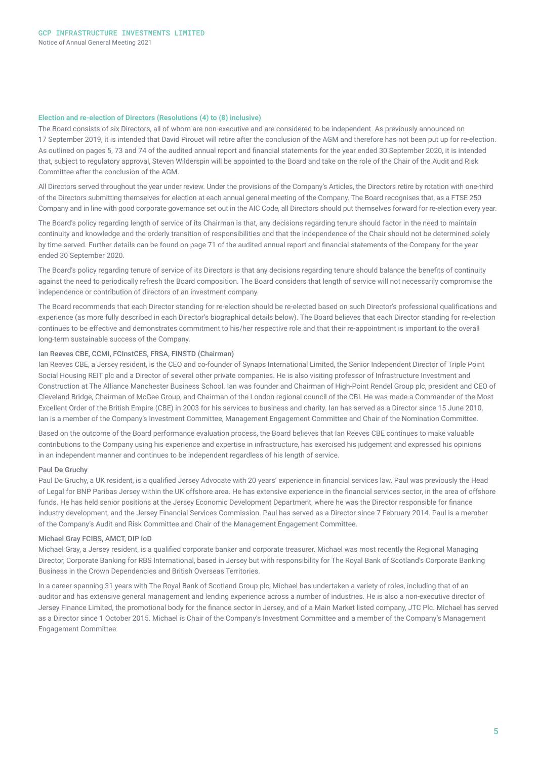### Election and re-election of Directors (Resolutions (4) to (8) inclusive)

The Board consists of six Directors, all of whom are non-executive and are considered to be independent. As previously announced on 17 September 2019, it is intended that David Pirouet will retire after the conclusion of the AGM and therefore has not been put up for re-election. As outlined on pages 5, 73 and 74 of the audited annual report and financial statements for the year ended 30 September 2020, it is intended that, subject to regulatory approval, Steven Wilderspin will be appointed to the Board and take on the role of the Chair of the Audit and Risk Committee after the conclusion of the AGM.

All Directors served throughout the year under review. Under the provisions of the Company's Articles, the Directors retire by rotation with one-third of the Directors submitting themselves for election at each annual general meeting of the Company. The Board recognises that, as a FTSE 250 Company and in line with good corporate governance set out in the AIC Code, all Directors should put themselves forward for re-election every year.

The Board's policy regarding length of service of its Chairman is that, any decisions regarding tenure should factor in the need to maintain continuity and knowledge and the orderly transition of responsibilities and that the independence of the Chair should not be determined solely by time served. Further details can be found on page 71 of the audited annual report and financial statements of the Company for the year ended 30 September 2020.

The Board's policy regarding tenure of service of its Directors is that any decisions regarding tenure should balance the benefits of continuity against the need to periodically refresh the Board composition. The Board considers that length of service will not necessarily compromise the independence or contribution of directors of an investment company.

The Board recommends that each Director standing for re-election should be re-elected based on such Director's professional qualifications and experience (as more fully described in each Director's biographical details below). The Board believes that each Director standing for re-election continues to be effective and demonstrates commitment to his/her respective role and that their re-appointment is important to the overall long-term sustainable success of the Company.

#### Ian Reeves CBE, CCMI, FCInstCES, FRSA, FINSTD (Chairman)

Ian Reeves CBE, a Jersey resident, is the CEO and co-founder of Synaps International Limited, the Senior Independent Director of Triple Point Social Housing REIT plc and a Director of several other private companies. He is also visiting professor of Infrastructure Investment and Construction at The Alliance Manchester Business School. Ian was founder and Chairman of High-Point Rendel Group plc, president and CEO of Cleveland Bridge, Chairman of McGee Group, and Chairman of the London regional council of the CBI. He was made a Commander of the Most Excellent Order of the British Empire (CBE) in 2003 for his services to business and charity. Ian has served as a Director since 15 June 2010. Ian is a member of the Company's Investment Committee, Management Engagement Committee and Chair of the Nomination Committee.

Based on the outcome of the Board performance evaluation process, the Board believes that Ian Reeves CBE continues to make valuable contributions to the Company using his experience and expertise in infrastructure, has exercised his judgement and expressed his opinions in an independent manner and continues to be independent regardless of his length of service.

#### Paul De Gruchy

Paul De Gruchy, a UK resident, is a qualified Jersey Advocate with 20 years' experience in financial services law. Paul was previously the Head of Legal for BNP Paribas Jersey within the UK offshore area. He has extensive experience in the financial services sector, in the area of offshore funds. He has held senior positions at the Jersey Economic Development Department, where he was the Director responsible for finance industry development, and the Jersey Financial Services Commission. Paul has served as a Director since 7 February 2014. Paul is a member of the Company's Audit and Risk Committee and Chair of the Management Engagement Committee.

#### Michael Gray FCIBS, AMCT, DIP IoD

Michael Gray, a Jersey resident, is a qualified corporate banker and corporate treasurer. Michael was most recently the Regional Managing Director, Corporate Banking for RBS International, based in Jersey but with responsibility for The Royal Bank of Scotland's Corporate Banking Business in the Crown Dependencies and British Overseas Territories.

In a career spanning 31 years with The Royal Bank of Scotland Group plc, Michael has undertaken a variety of roles, including that of an auditor and has extensive general management and lending experience across a number of industries. He is also a non-executive director of Jersey Finance Limited, the promotional body for the finance sector in Jersey, and of a Main Market listed company, JTC Plc. Michael has served as a Director since 1 October 2015. Michael is Chair of the Company's Investment Committee and a member of the Company's Management Engagement Committee.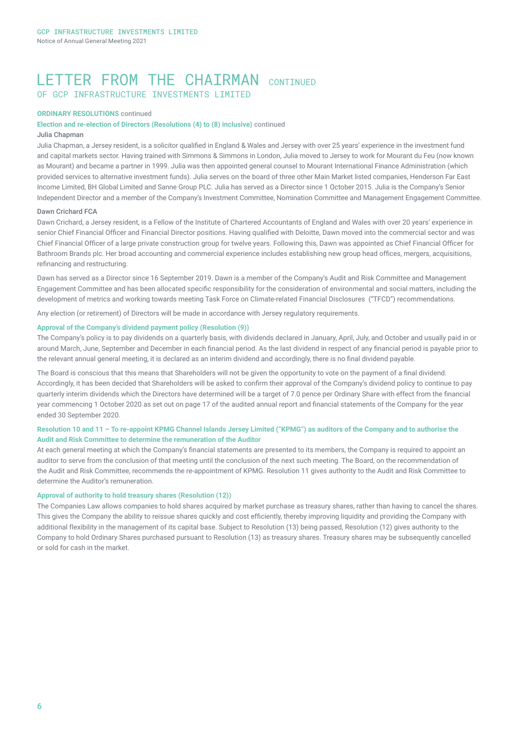# LETTER FROM THE CHAIRMAN CONTINUED
## OF GCP INFRASTRUCTURE INVESTMENTS LIMITED

**ORDINARY RESOLUTIONS** continued

**Election and re-election of Directors (Resolutions (4) to (8) inclusive)** continued

**Julia Chapman**

Julia Chapman, a Jersey resident, is a solicitor qualified in England & Wales and Jersey with over 25 years' experience in the investment fund and capital markets sector. Having trained with Simmons & Simmons in London, Julia moved to Jersey to work for Mourant du Feu (now known as Mourant) and became a partner in 1999. Julia was then appointed general counsel to Mourant International Finance Administration (which provided services to alternative investment funds). Julia serves on the board of three other Main Market listed companies, Henderson Far East Income Limited, BH Global Limited and Sanne Group PLC. Julia has served as a Director since 1 October 2015. Julia is the Company's Senior Independent Director and a member of the Company's Investment Committee, Nomination Committee and Management Engagement Committee.

**Dawn Crichard FCA**

Dawn Crichard, a Jersey resident, is a Fellow of the Institute of Chartered Accountants of England and Wales with over 20 years' experience in senior Chief Financial Officer and Financial Director positions. Having qualified with Deloitte, Dawn moved into the commercial sector and was Chief Financial Officer of a large private construction group for twelve years. Following this, Dawn was appointed as Chief Financial Officer for Bathroom Brands plc. Her broad accounting and commercial experience includes establishing new group head offices, mergers, acquisitions, refinancing and restructuring.

Dawn has served as a Director since 16 September 2019. Dawn is a member of the Company's Audit and Risk Committee and Management Engagement Committee and has been allocated specific responsibility for the consideration of environmental and social matters, including the development of metrics and working towards meeting Task Force on Climate-related Financial Disclosures ("TFCD") recommendations.

Any election (or retirement) of Directors will be made in accordance with Jersey regulatory requirements.

**Approval of the Company's dividend payment policy (Resolution (9))**

The Company's policy is to pay dividends on a quarterly basis, with dividends declared in January, April, July, and October and usually paid in or around March, June, September and December in each financial period. As the last dividend in respect of any financial period is payable prior to the relevant annual general meeting, it is declared as an interim dividend and accordingly, there is no final dividend payable.

The Board is conscious that this means that Shareholders will not be given the opportunity to vote on the payment of a final dividend. Accordingly, it has been decided that Shareholders will be asked to confirm their approval of the Company's dividend policy to continue to pay quarterly interim dividends which the Directors have determined will be a target of 7.0 pence per Ordinary Share with effect from the financial year commencing 1 October 2020 as set out on page 17 of the audited annual report and financial statements of the Company for the year ended 30 September 2020.

**Resolution 10 and 11 – To re-appoint KPMG Channel Islands Jersey Limited ("KPMG") as auditors of the Company and to authorise the Audit and Risk Committee to determine the remuneration of the Auditor**

At each general meeting at which the Company's financial statements are presented to its members, the Company is required to appoint an auditor to serve from the conclusion of that meeting until the conclusion of the next such meeting. The Board, on the recommendation of the Audit and Risk Committee, recommends the re-appointment of KPMG. Resolution 11 gives authority to the Audit and Risk Committee to determine the Auditor's remuneration.

**Approval of authority to hold treasury shares (Resolution (12))**

The Companies Law allows companies to hold shares acquired by market purchase as treasury shares, rather than having to cancel the shares. This gives the Company the ability to reissue shares quickly and cost efficiently, thereby improving liquidity and providing the Company with additional flexibility in the management of its capital base. Subject to Resolution (13) being passed, Resolution (12) gives authority to the Company to hold Ordinary Shares purchased pursuant to Resolution (13) as treasury shares. Treasury shares may be subsequently cancelled or sold for cash in the market.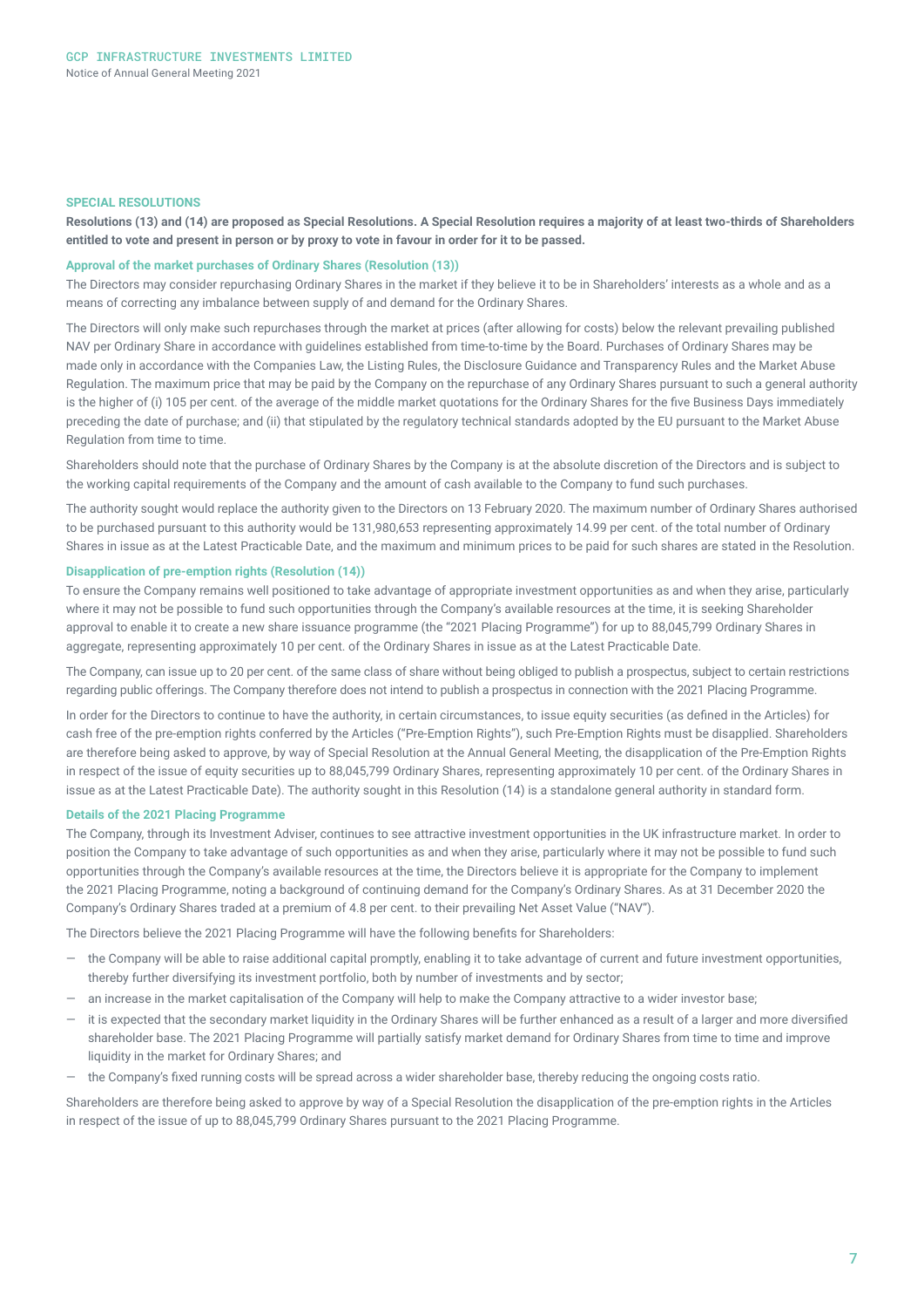## SPECIAL RESOLUTIONS

**Resolutions (13) and (14) are proposed as Special Resolutions. A Special Resolution requires a majority of at least two-thirds of Shareholders entitled to vote and present in person or by proxy to vote in favour in order for it to be passed.**

### Approval of the market purchases of Ordinary Shares (Resolution (13))

The Directors may consider repurchasing Ordinary Shares in the market if they believe it to be in Shareholders' interests as a whole and as a means of correcting any imbalance between supply of and demand for the Ordinary Shares.

The Directors will only make such repurchases through the market at prices (after allowing for costs) below the relevant prevailing published NAV per Ordinary Share in accordance with guidelines established from time-to-time by the Board. Purchases of Ordinary Shares may be made only in accordance with the Companies Law, the Listing Rules, the Disclosure Guidance and Transparency Rules and the Market Abuse Regulation. The maximum price that may be paid by the Company on the repurchase of any Ordinary Shares pursuant to such a general authority is the higher of (i) 105 per cent. of the average of the middle market quotations for the Ordinary Shares for the five Business Days immediately preceding the date of purchase; and (ii) that stipulated by the regulatory technical standards adopted by the EU pursuant to the Market Abuse Regulation from time to time.

Shareholders should note that the purchase of Ordinary Shares by the Company is at the absolute discretion of the Directors and is subject to the working capital requirements of the Company and the amount of cash available to the Company to fund such purchases.

The authority sought would replace the authority given to the Directors on 13 February 2020. The maximum number of Ordinary Shares authorised to be purchased pursuant to this authority would be 131,980,653 representing approximately 14.99 per cent. of the total number of Ordinary Shares in issue as at the Latest Practicable Date, and the maximum and minimum prices to be paid for such shares are stated in the Resolution.

### Disapplication of pre-emption rights (Resolution (14))

To ensure the Company remains well positioned to take advantage of appropriate investment opportunities as and when they arise, particularly where it may not be possible to fund such opportunities through the Company's available resources at the time, it is seeking Shareholder approval to enable it to create a new share issuance programme (the "2021 Placing Programme") for up to 88,045,799 Ordinary Shares in aggregate, representing approximately 10 per cent. of the Ordinary Shares in issue as at the Latest Practicable Date.

The Company, can issue up to 20 per cent. of the same class of share without being obliged to publish a prospectus, subject to certain restrictions regarding public offerings. The Company therefore does not intend to publish a prospectus in connection with the 2021 Placing Programme.

In order for the Directors to continue to have the authority, in certain circumstances, to issue equity securities (as defined in the Articles) for cash free of the pre-emption rights conferred by the Articles ("Pre-Emption Rights"), such Pre-Emption Rights must be disapplied. Shareholders are therefore being asked to approve, by way of Special Resolution at the Annual General Meeting, the disapplication of the Pre-Emption Rights in respect of the issue of equity securities up to 88,045,799 Ordinary Shares, representing approximately 10 per cent. of the Ordinary Shares in issue as at the Latest Practicable Date). The authority sought in this Resolution (14) is a standalone general authority in standard form.

### Details of the 2021 Placing Programme

The Company, through its Investment Adviser, continues to see attractive investment opportunities in the UK infrastructure market. In order to position the Company to take advantage of such opportunities as and when they arise, particularly where it may not be possible to fund such opportunities through the Company's available resources at the time, the Directors believe it is appropriate for the Company to implement the 2021 Placing Programme, noting a background of continuing demand for the Company's Ordinary Shares. As at 31 December 2020 the Company's Ordinary Shares traded at a premium of 4.8 per cent. to their prevailing Net Asset Value ("NAV").

The Directors believe the 2021 Placing Programme will have the following benefits for Shareholders:

- the Company will be able to raise additional capital promptly, enabling it to take advantage of current and future investment opportunities, thereby further diversifying its investment portfolio, both by number of investments and by sector;
- an increase in the market capitalisation of the Company will help to make the Company attractive to a wider investor base;
- it is expected that the secondary market liquidity in the Ordinary Shares will be further enhanced as a result of a larger and more diversified shareholder base. The 2021 Placing Programme will partially satisfy market demand for Ordinary Shares from time to time and improve liquidity in the market for Ordinary Shares; and
- the Company's fixed running costs will be spread across a wider shareholder base, thereby reducing the ongoing costs ratio.

Shareholders are therefore being asked to approve by way of a Special Resolution the disapplication of the pre-emption rights in the Articles in respect of the issue of up to 88,045,799 Ordinary Shares pursuant to the 2021 Placing Programme.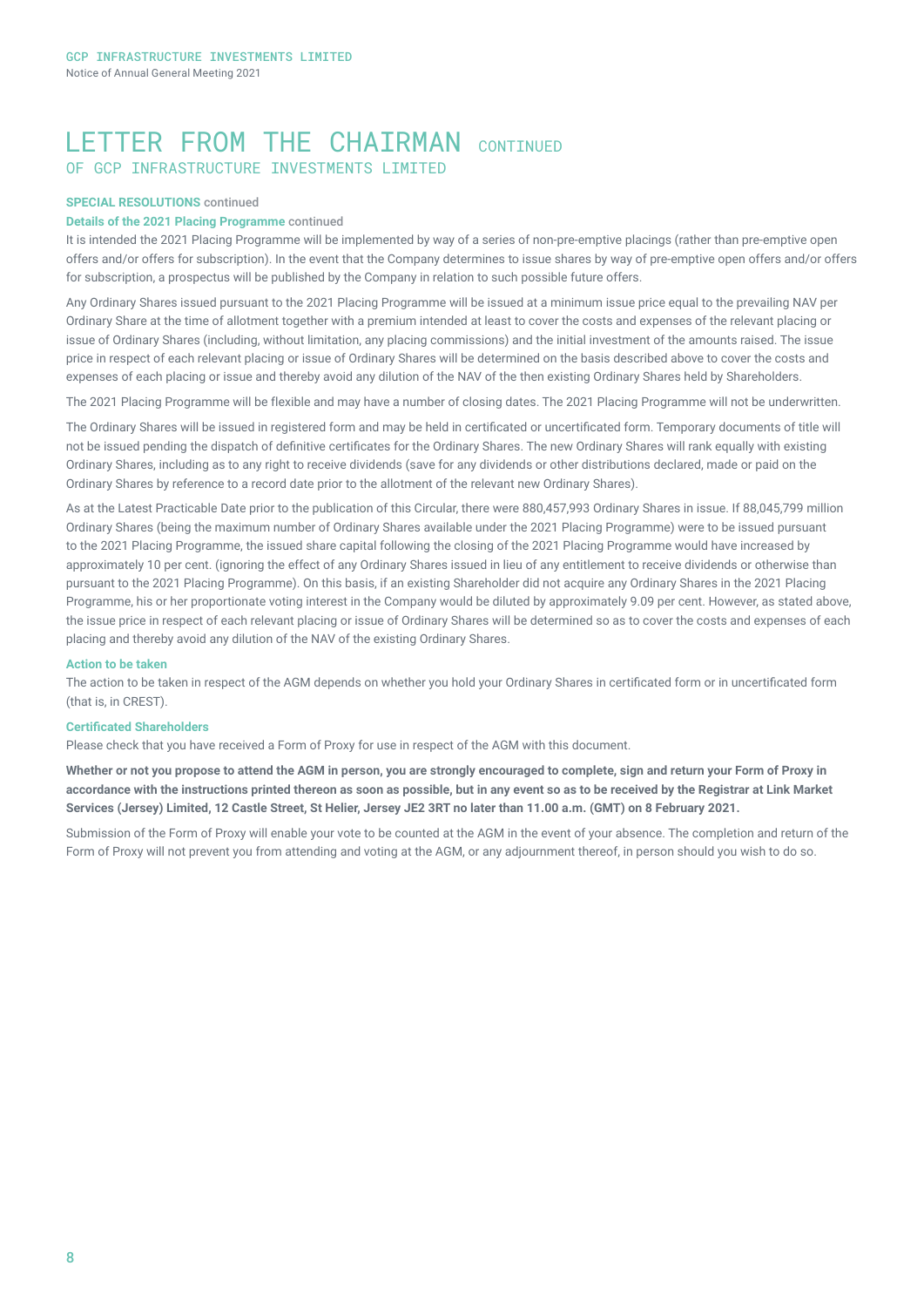# LETTER FROM THE CHAIRMAN CONTINUED

## OF GCP INFRASTRUCTURE INVESTMENTS LIMITED

**SPECIAL RESOLUTIONS** continued

**Details of the 2021 Placing Programme** continued

It is intended the 2021 Placing Programme will be implemented by way of a series of non-pre-emptive placings (rather than pre-emptive open offers and/or offers for subscription). In the event that the Company determines to issue shares by way of pre-emptive open offers and/or offers for subscription, a prospectus will be published by the Company in relation to such possible future offers.

Any Ordinary Shares issued pursuant to the 2021 Placing Programme will be issued at a minimum issue price equal to the prevailing NAV per Ordinary Share at the time of allotment together with a premium intended at least to cover the costs and expenses of the relevant placing or issue of Ordinary Shares (including, without limitation, any placing commissions) and the initial investment of the amounts raised. The issue price in respect of each relevant placing or issue of Ordinary Shares will be determined on the basis described above to cover the costs and expenses of each placing or issue and thereby avoid any dilution of the NAV of the then existing Ordinary Shares held by Shareholders.

The 2021 Placing Programme will be flexible and may have a number of closing dates. The 2021 Placing Programme will not be underwritten.

The Ordinary Shares will be issued in registered form and may be held in certificated or uncertificated form. Temporary documents of title will not be issued pending the dispatch of definitive certificates for the Ordinary Shares. The new Ordinary Shares will rank equally with existing Ordinary Shares, including as to any right to receive dividends (save for any dividends or other distributions declared, made or paid on the Ordinary Shares by reference to a record date prior to the allotment of the relevant new Ordinary Shares).

As at the Latest Practicable Date prior to the publication of this Circular, there were 880,457,993 Ordinary Shares in issue. If 88,045,799 million Ordinary Shares (being the maximum number of Ordinary Shares available under the 2021 Placing Programme) were to be issued pursuant to the 2021 Placing Programme, the issued share capital following the closing of the 2021 Placing Programme would have increased by approximately 10 per cent. (ignoring the effect of any Ordinary Shares issued in lieu of any entitlement to receive dividends or otherwise than pursuant to the 2021 Placing Programme). On this basis, if an existing Shareholder did not acquire any Ordinary Shares in the 2021 Placing Programme, his or her proportionate voting interest in the Company would be diluted by approximately 9.09 per cent. However, as stated above, the issue price in respect of each relevant placing or issue of Ordinary Shares will be determined so as to cover the costs and expenses of each placing and thereby avoid any dilution of the NAV of the existing Ordinary Shares.

**Action to be taken**

The action to be taken in respect of the AGM depends on whether you hold your Ordinary Shares in certificated form or in uncertificated form (that is, in CREST).

**Certificated Shareholders**

Please check that you have received a Form of Proxy for use in respect of the AGM with this document.

**Whether or not you propose to attend the AGM in person, you are strongly encouraged to complete, sign and return your Form of Proxy in accordance with the instructions printed thereon as soon as possible, but in any event so as to be received by the Registrar at Link Market Services (Jersey) Limited, 12 Castle Street, St Helier, Jersey JE2 3RT no later than 11.00 a.m. (GMT) on 8 February 2021.**

Submission of the Form of Proxy will enable your vote to be counted at the AGM in the event of your absence. The completion and return of the Form of Proxy will not prevent you from attending and voting at the AGM, or any adjournment thereof, in person should you wish to do so.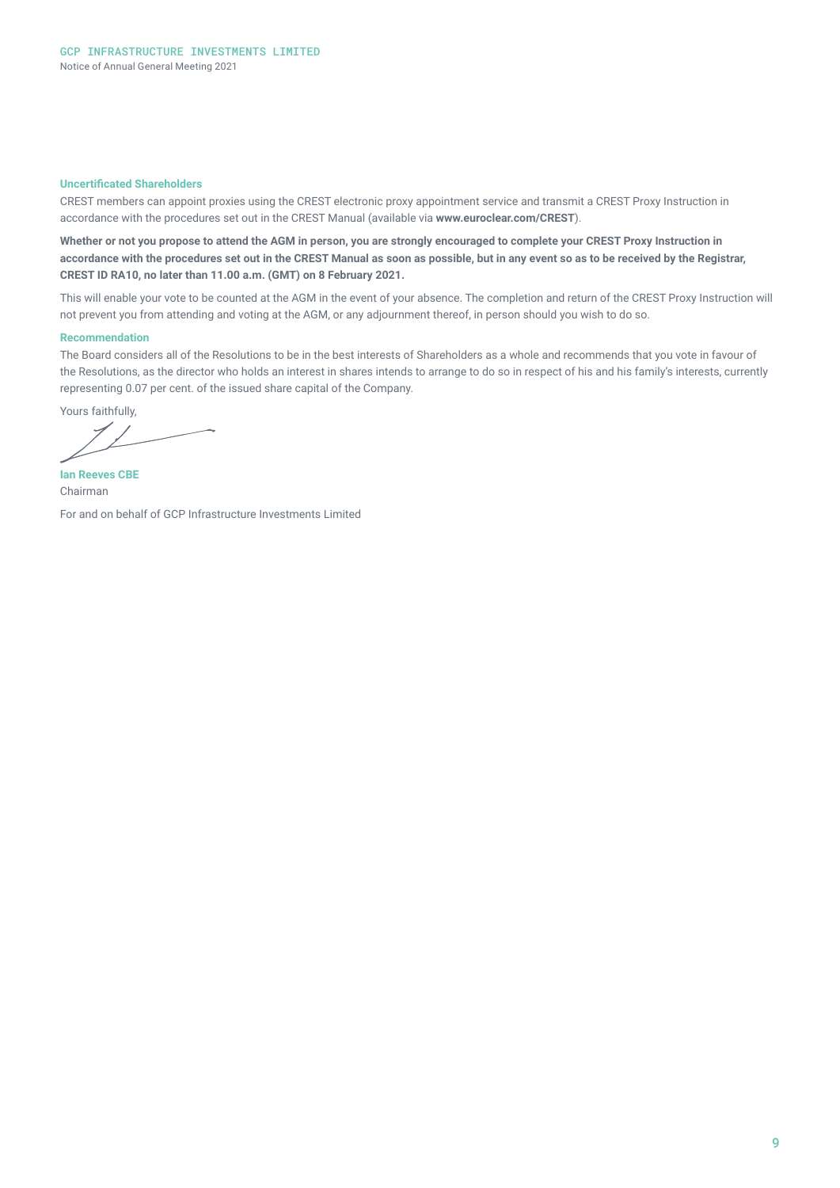### Uncertificated Shareholders

CREST members can appoint proxies using the CREST electronic proxy appointment service and transmit a CREST Proxy Instruction in accordance with the procedures set out in the CREST Manual (available via **www.euroclear.com/CREST**).

**Whether or not you propose to attend the AGM in person, you are strongly encouraged to complete your CREST Proxy Instruction in accordance with the procedures set out in the CREST Manual as soon as possible, but in any event so as to be received by the Registrar, CREST ID RA10, no later than 11.00 a.m. (GMT) on 8 February 2021.**

This will enable your vote to be counted at the AGM in the event of your absence. The completion and return of the CREST Proxy Instruction will not prevent you from attending and voting at the AGM, or any adjournment thereof, in person should you wish to do so.

### Recommendation

The Board considers all of the Resolutions to be in the best interests of Shareholders as a whole and recommends that you vote in favour of the Resolutions, as the director who holds an interest in shares intends to arrange to do so in respect of his and his family's interests, currently representing 0.07 per cent. of the issued share capital of the Company.

Yours faithfully,

**Ian Reeves CBE**
Chairman

For and on behalf of GCP Infrastructure Investments Limited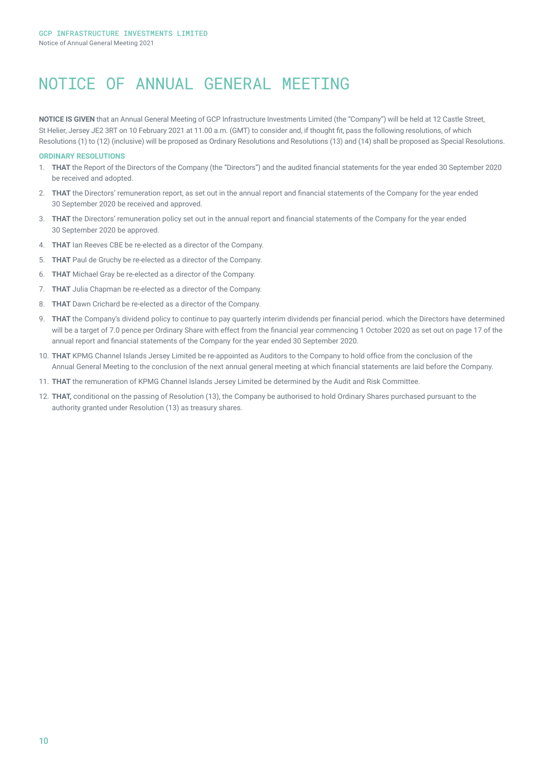# NOTICE OF ANNUAL GENERAL MEETING

**NOTICE IS GIVEN** that an Annual General Meeting of GCP Infrastructure Investments Limited (the "Company") will be held at 12 Castle Street, St Helier, Jersey JE2 3RT on 10 February 2021 at 11.00 a.m. (GMT) to consider and, if thought fit, pass the following resolutions, of which Resolutions (1) to (12) (inclusive) will be proposed as Ordinary Resolutions and Resolutions (13) and (14) shall be proposed as Special Resolutions.

### ORDINARY RESOLUTIONS

1. **THAT** the Report of the Directors of the Company (the "Directors") and the audited financial statements for the year ended 30 September 2020 be received and adopted.
2. **THAT** the Directors' remuneration report, as set out in the annual report and financial statements of the Company for the year ended 30 September 2020 be received and approved.
3. **THAT** the Directors' remuneration policy set out in the annual report and financial statements of the Company for the year ended 30 September 2020 be approved.
4. **THAT** Ian Reeves CBE be re-elected as a director of the Company.
5. **THAT** Paul de Gruchy be re-elected as a director of the Company.
6. **THAT** Michael Gray be re-elected as a director of the Company.
7. **THAT** Julia Chapman be re-elected as a director of the Company.
8. **THAT** Dawn Crichard be re-elected as a director of the Company.
9. **THAT** the Company's dividend policy to continue to pay quarterly interim dividends per financial period. which the Directors have determined will be a target of 7.0 pence per Ordinary Share with effect from the financial year commencing 1 October 2020 as set out on page 17 of the annual report and financial statements of the Company for the year ended 30 September 2020.
10. **THAT** KPMG Channel Islands Jersey Limited be re-appointed as Auditors to the Company to hold office from the conclusion of the Annual General Meeting to the conclusion of the next annual general meeting at which financial statements are laid before the Company.
11. **THAT** the remuneration of KPMG Channel Islands Jersey Limited be determined by the Audit and Risk Committee.
12. **THAT,** conditional on the passing of Resolution (13), the Company be authorised to hold Ordinary Shares purchased pursuant to the authority granted under Resolution (13) as treasury shares.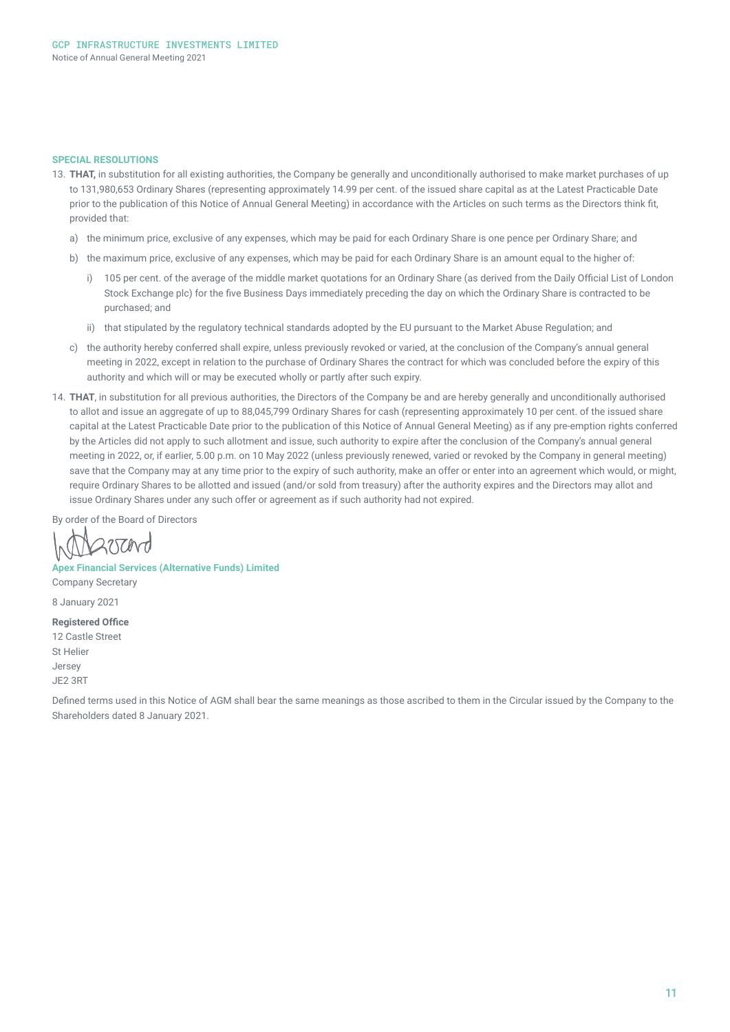## SPECIAL RESOLUTIONS

13. **THAT,** in substitution for all existing authorities, the Company be generally and unconditionally authorised to make market purchases of up to 131,980,653 Ordinary Shares (representing approximately 14.99 per cent. of the issued share capital as at the Latest Practicable Date prior to the publication of this Notice of Annual General Meeting) in accordance with the Articles on such terms as the Directors think fit, provided that:

    a) the minimum price, exclusive of any expenses, which may be paid for each Ordinary Share is one pence per Ordinary Share; and

    b) the maximum price, exclusive of any expenses, which may be paid for each Ordinary Share is an amount equal to the higher of:

        i) 105 per cent. of the average of the middle market quotations for an Ordinary Share (as derived from the Daily Official List of London Stock Exchange plc) for the five Business Days immediately preceding the day on which the Ordinary Share is contracted to be purchased; and

        ii) that stipulated by the regulatory technical standards adopted by the EU pursuant to the Market Abuse Regulation; and

    c) the authority hereby conferred shall expire, unless previously revoked or varied, at the conclusion of the Company's annual general meeting in 2022, except in relation to the purchase of Ordinary Shares the contract for which was concluded before the expiry of this authority and which will or may be executed wholly or partly after such expiry.

14. **THAT**, in substitution for all previous authorities, the Directors of the Company be and are hereby generally and unconditionally authorised to allot and issue an aggregate of up to 88,045,799 Ordinary Shares for cash (representing approximately 10 per cent. of the issued share capital at the Latest Practicable Date prior to the publication of this Notice of Annual General Meeting) as if any pre-emption rights conferred by the Articles did not apply to such allotment and issue, such authority to expire after the conclusion of the Company's annual general meeting in 2022, or, if earlier, 5.00 p.m. on 10 May 2022 (unless previously renewed, varied or revoked by the Company in general meeting) save that the Company may at any time prior to the expiry of such authority, make an offer or enter into an agreement which would, or might, require Ordinary Shares to be allotted and issued (and/or sold from treasury) after the authority expires and the Directors may allot and issue Ordinary Shares under any such offer or agreement as if such authority had not expired.

By order of the Board of Directors

**Apex Financial Services (Alternative Funds) Limited**
Company Secretary

8 January 2021

**Registered Office**
12 Castle Street
St Helier
Jersey
JE2 3RT

Defined terms used in this Notice of AGM shall bear the same meanings as those ascribed to them in the Circular issued by the Company to the Shareholders dated 8 January 2021.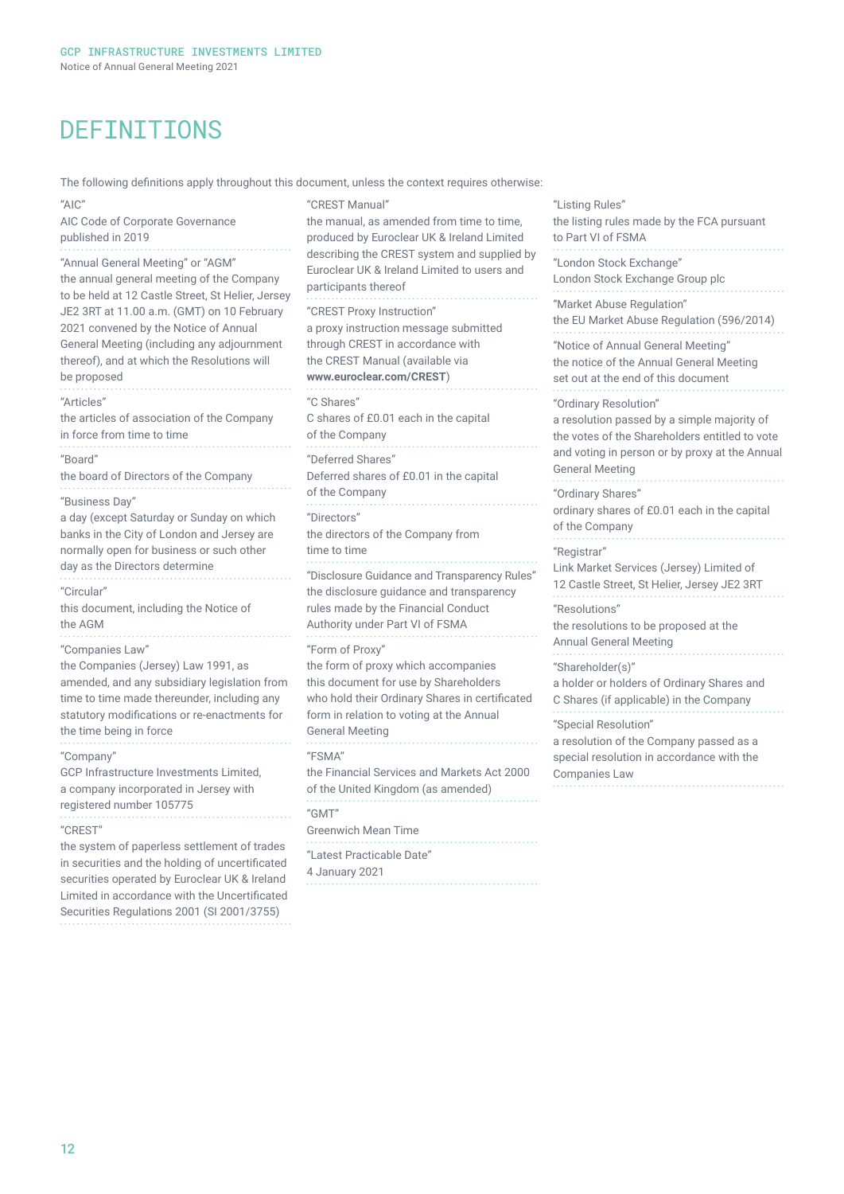# DEFINITIONS

The following definitions apply throughout this document, unless the context requires otherwise:

"AIC"
AIC Code of Corporate Governance published in 2019

"Annual General Meeting" or "AGM"
the annual general meeting of the Company to be held at 12 Castle Street, St Helier, Jersey JE2 3RT at 11.00 a.m. (GMT) on 10 February 2021 convened by the Notice of Annual General Meeting (including any adjournment thereof), and at which the Resolutions will be proposed

"Articles"
the articles of association of the Company in force from time to time

"Board"
the board of Directors of the Company

"Business Day"
a day (except Saturday or Sunday on which banks in the City of London and Jersey are normally open for business or such other day as the Directors determine

"Circular"
this document, including the Notice of the AGM

"Companies Law"
the Companies (Jersey) Law 1991, as amended, and any subsidiary legislation from time to time made thereunder, including any statutory modifications or re-enactments for the time being in force

"Company"
GCP Infrastructure Investments Limited, a company incorporated in Jersey with registered number 105775

"CREST"
the system of paperless settlement of trades in securities and the holding of uncertificated securities operated by Euroclear UK & Ireland Limited in accordance with the Uncertificated Securities Regulations 2001 (SI 2001/3755)

"CREST Manual"
the manual, as amended from time to time, produced by Euroclear UK & Ireland Limited describing the CREST system and supplied by Euroclear UK & Ireland Limited to users and participants thereof

"CREST Proxy Instruction"
a proxy instruction message submitted through CREST in accordance with the CREST Manual (available via **www.euroclear.com/CREST**)

"C Shares"
C shares of £0.01 each in the capital of the Company

"Deferred Shares"
Deferred shares of £0.01 in the capital of the Company

"Directors"
the directors of the Company from time to time

"Disclosure Guidance and Transparency Rules"
the disclosure guidance and transparency rules made by the Financial Conduct Authority under Part VI of FSMA

"Form of Proxy"
the form of proxy which accompanies this document for use by Shareholders who hold their Ordinary Shares in certificated form in relation to voting at the Annual General Meeting

"FSMA"
the Financial Services and Markets Act 2000 of the United Kingdom (as amended)

"GMT"
Greenwich Mean Time

"Latest Practicable Date"
4 January 2021

"Listing Rules"
the listing rules made by the FCA pursuant to Part VI of FSMA

"London Stock Exchange"
London Stock Exchange Group plc

"Market Abuse Regulation"
the EU Market Abuse Regulation (596/2014)

"Notice of Annual General Meeting"
the notice of the Annual General Meeting set out at the end of this document

"Ordinary Resolution"
a resolution passed by a simple majority of the votes of the Shareholders entitled to vote and voting in person or by proxy at the Annual General Meeting

"Ordinary Shares"
ordinary shares of £0.01 each in the capital of the Company

"Registrar"
Link Market Services (Jersey) Limited of 12 Castle Street, St Helier, Jersey JE2 3RT

"Resolutions"
the resolutions to be proposed at the Annual General Meeting

"Shareholder(s)"
a holder or holders of Ordinary Shares and C Shares (if applicable) in the Company

"Special Resolution"
a resolution of the Company passed as a special resolution in accordance with the Companies Law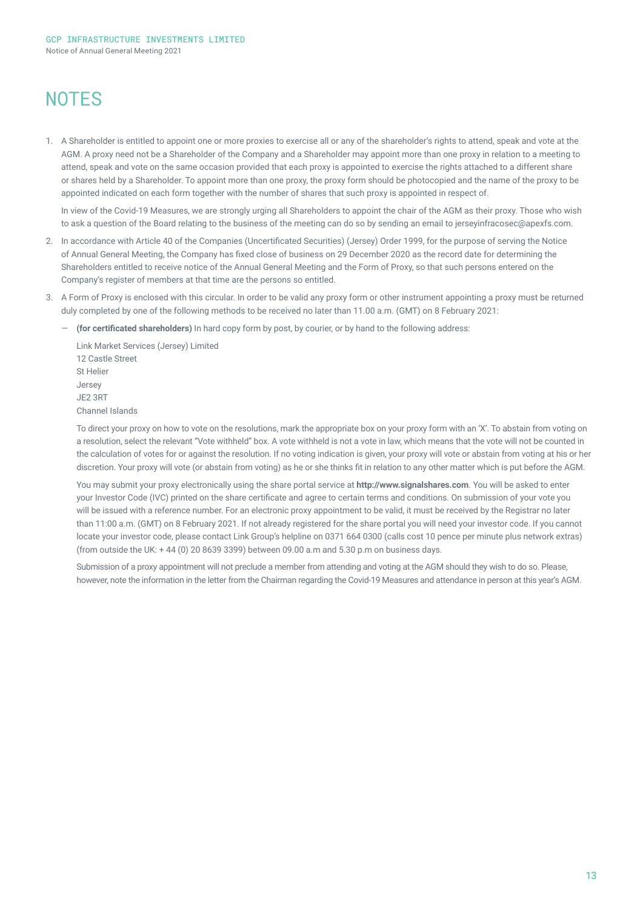# NOTES

1. A Shareholder is entitled to appoint one or more proxies to exercise all or any of the shareholder's rights to attend, speak and vote at the AGM. A proxy need not be a Shareholder of the Company and a Shareholder may appoint more than one proxy in relation to a meeting to attend, speak and vote on the same occasion provided that each proxy is appointed to exercise the rights attached to a different share or shares held by a Shareholder. To appoint more than one proxy, the proxy form should be photocopied and the name of the proxy to be appointed indicated on each form together with the number of shares that such proxy is appointed in respect of.

   In view of the Covid-19 Measures, we are strongly urging all Shareholders to appoint the chair of the AGM as their proxy. Those who wish to ask a question of the Board relating to the business of the meeting can do so by sending an email to jerseyinfracosec@apexfs.com.

2. In accordance with Article 40 of the Companies (Uncertificated Securities) (Jersey) Order 1999, for the purpose of serving the Notice of Annual General Meeting, the Company has fixed close of business on 29 December 2020 as the record date for determining the Shareholders entitled to receive notice of the Annual General Meeting and the Form of Proxy, so that such persons entered on the Company's register of members at that time are the persons so entitled.

3. A Form of Proxy is enclosed with this circular. In order to be valid any proxy form or other instrument appointing a proxy must be returned duly completed by one of the following methods to be received no later than 11.00 a.m. (GMT) on 8 February 2021:

   — **(for certificated shareholders)** In hard copy form by post, by courier, or by hand to the following address:

     Link Market Services (Jersey) Limited
     12 Castle Street
     St Helier
     Jersey
     JE2 3RT
     Channel Islands

     To direct your proxy on how to vote on the resolutions, mark the appropriate box on your proxy form with an 'X'. To abstain from voting on a resolution, select the relevant "Vote withheld" box. A vote withheld is not a vote in law, which means that the vote will not be counted in the calculation of votes for or against the resolution. If no voting indication is given, your proxy will vote or abstain from voting at his or her discretion. Your proxy will vote (or abstain from voting) as he or she thinks fit in relation to any other matter which is put before the AGM.

     You may submit your proxy electronically using the share portal service at **http://www.signalshares.com**. You will be asked to enter your Investor Code (IVC) printed on the share certificate and agree to certain terms and conditions. On submission of your vote you will be issued with a reference number. For an electronic proxy appointment to be valid, it must be received by the Registrar no later than 11:00 a.m. (GMT) on 8 February 2021. If not already registered for the share portal you will need your investor code. If you cannot locate your investor code, please contact Link Group's helpline on 0371 664 0300 (calls cost 10 pence per minute plus network extras) (from outside the UK: + 44 (0) 20 8639 3399) between 09.00 a.m and 5.30 p.m on business days.

     Submission of a proxy appointment will not preclude a member from attending and voting at the AGM should they wish to do so. Please, however, note the information in the letter from the Chairman regarding the Covid-19 Measures and attendance in person at this year's AGM.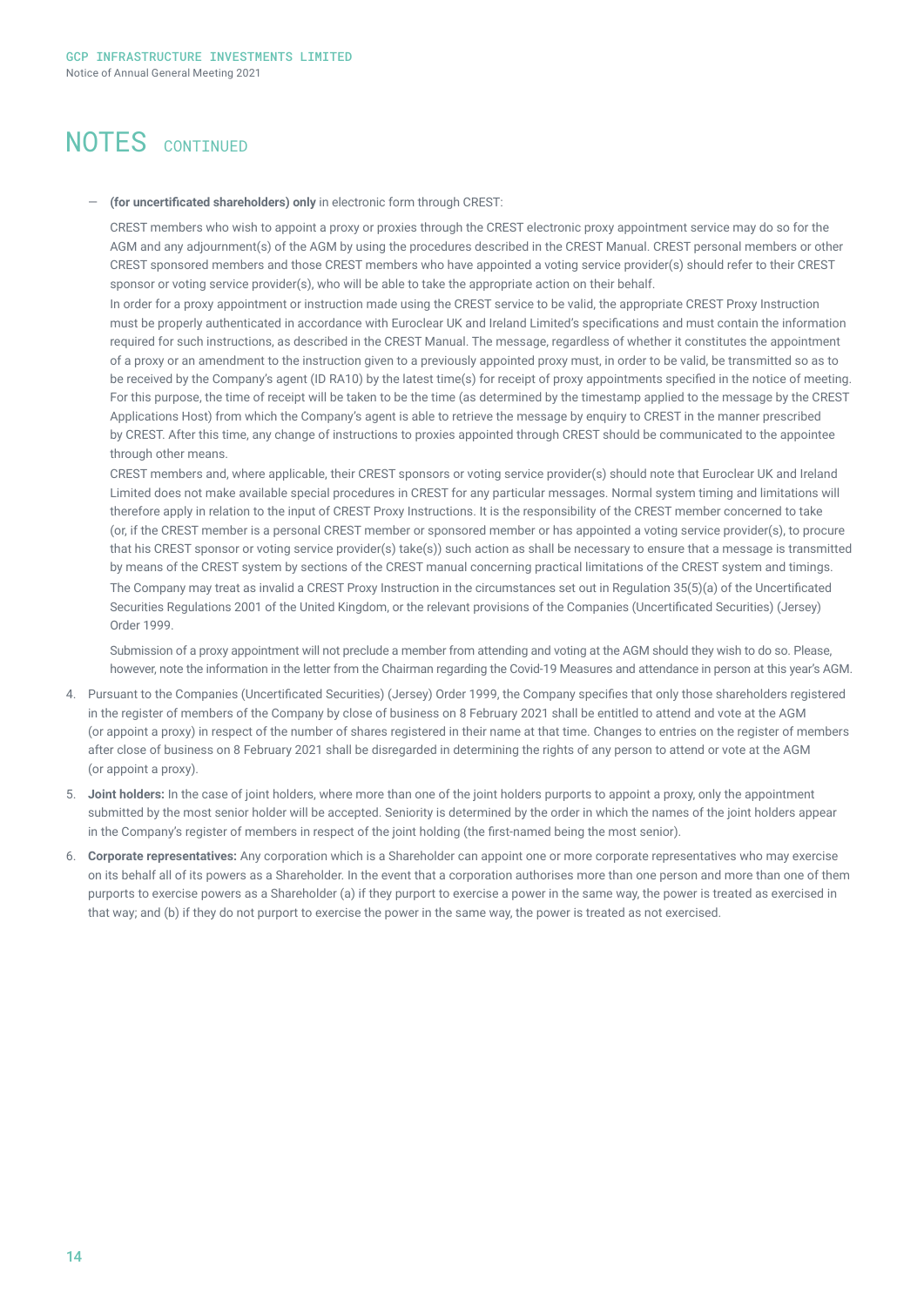# NOTES CONTINUED

- **(for uncertificated shareholders) only** in electronic form through CREST:

  CREST members who wish to appoint a proxy or proxies through the CREST electronic proxy appointment service may do so for the AGM and any adjournment(s) of the AGM by using the procedures described in the CREST Manual. CREST personal members or other CREST sponsored members and those CREST members who have appointed a voting service provider(s) should refer to their CREST sponsor or voting service provider(s), who will be able to take the appropriate action on their behalf.

  In order for a proxy appointment or instruction made using the CREST service to be valid, the appropriate CREST Proxy Instruction must be properly authenticated in accordance with Euroclear UK and Ireland Limited's specifications and must contain the information required for such instructions, as described in the CREST Manual. The message, regardless of whether it constitutes the appointment of a proxy or an amendment to the instruction given to a previously appointed proxy must, in order to be valid, be transmitted so as to be received by the Company's agent (ID RA10) by the latest time(s) for receipt of proxy appointments specified in the notice of meeting. For this purpose, the time of receipt will be taken to be the time (as determined by the timestamp applied to the message by the CREST Applications Host) from which the Company's agent is able to retrieve the message by enquiry to CREST in the manner prescribed by CREST. After this time, any change of instructions to proxies appointed through CREST should be communicated to the appointee through other means.

  CREST members and, where applicable, their CREST sponsors or voting service provider(s) should note that Euroclear UK and Ireland Limited does not make available special procedures in CREST for any particular messages. Normal system timing and limitations will therefore apply in relation to the input of CREST Proxy Instructions. It is the responsibility of the CREST member concerned to take (or, if the CREST member is a personal CREST member or sponsored member or has appointed a voting service provider(s), to procure that his CREST sponsor or voting service provider(s) take(s)) such action as shall be necessary to ensure that a message is transmitted by means of the CREST system by sections of the CREST manual concerning practical limitations of the CREST system and timings.

  The Company may treat as invalid a CREST Proxy Instruction in the circumstances set out in Regulation 35(5)(a) of the Uncertificated Securities Regulations 2001 of the United Kingdom, or the relevant provisions of the Companies (Uncertificated Securities) (Jersey) Order 1999.

  Submission of a proxy appointment will not preclude a member from attending and voting at the AGM should they wish to do so. Please, however, note the information in the letter from the Chairman regarding the Covid-19 Measures and attendance in person at this year's AGM.

4. Pursuant to the Companies (Uncertificated Securities) (Jersey) Order 1999, the Company specifies that only those shareholders registered in the register of members of the Company by close of business on 8 February 2021 shall be entitled to attend and vote at the AGM (or appoint a proxy) in respect of the number of shares registered in their name at that time. Changes to entries on the register of members after close of business on 8 February 2021 shall be disregarded in determining the rights of any person to attend or vote at the AGM (or appoint a proxy).

5. **Joint holders:** In the case of joint holders, where more than one of the joint holders purports to appoint a proxy, only the appointment submitted by the most senior holder will be accepted. Seniority is determined by the order in which the names of the joint holders appear in the Company's register of members in respect of the joint holding (the first-named being the most senior).

6. **Corporate representatives:** Any corporation which is a Shareholder can appoint one or more corporate representatives who may exercise on its behalf all of its powers as a Shareholder. In the event that a corporation authorises more than one person and more than one of them purports to exercise powers as a Shareholder (a) if they purport to exercise a power in the same way, the power is treated as exercised in that way; and (b) if they do not purport to exercise the power in the same way, the power is treated as not exercised.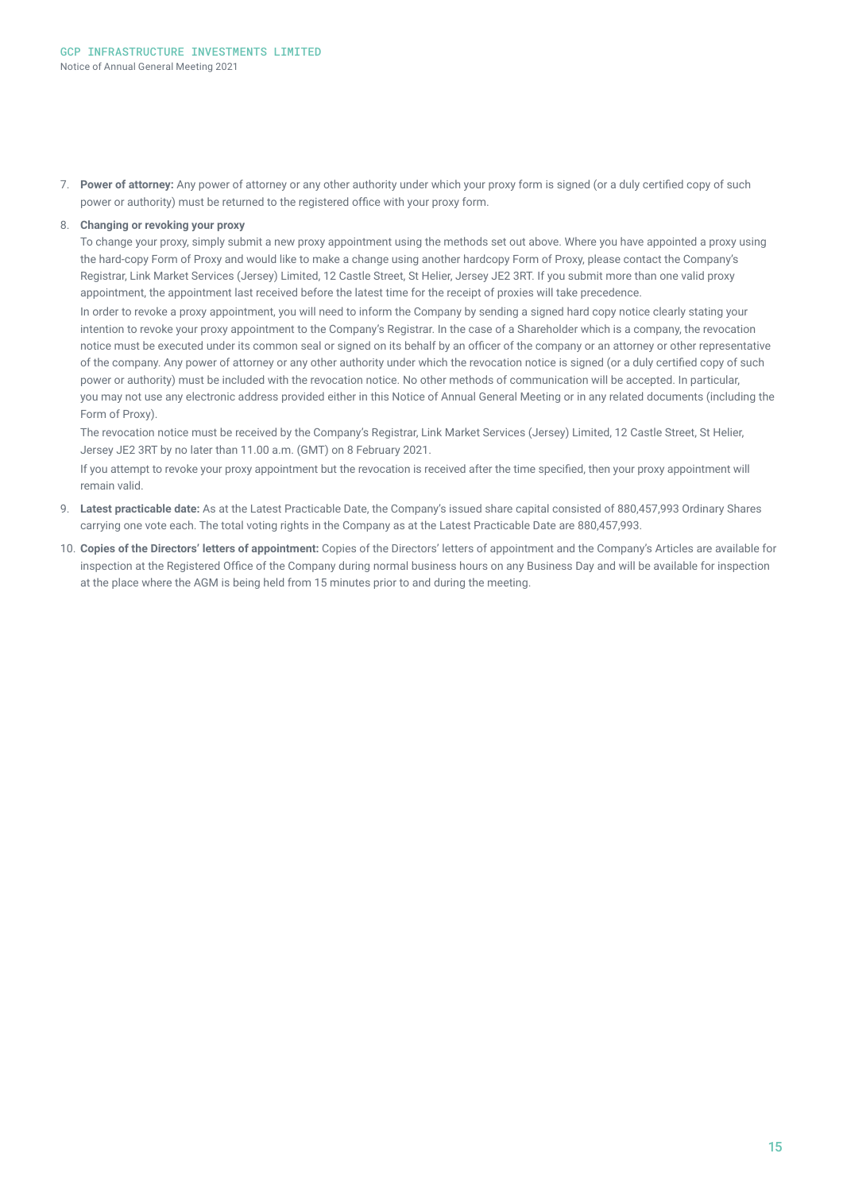7. **Power of attorney:** Any power of attorney or any other authority under which your proxy form is signed (or a duly certified copy of such power or authority) must be returned to the registered office with your proxy form.

8. **Changing or revoking your proxy**

   To change your proxy, simply submit a new proxy appointment using the methods set out above. Where you have appointed a proxy using the hard-copy Form of Proxy and would like to make a change using another hardcopy Form of Proxy, please contact the Company's Registrar, Link Market Services (Jersey) Limited, 12 Castle Street, St Helier, Jersey JE2 3RT. If you submit more than one valid proxy appointment, the appointment last received before the latest time for the receipt of proxies will take precedence.

   In order to revoke a proxy appointment, you will need to inform the Company by sending a signed hard copy notice clearly stating your intention to revoke your proxy appointment to the Company's Registrar. In the case of a Shareholder which is a company, the revocation notice must be executed under its common seal or signed on its behalf by an officer of the company or an attorney or other representative of the company. Any power of attorney or any other authority under which the revocation notice is signed (or a duly certified copy of such power or authority) must be included with the revocation notice. No other methods of communication will be accepted. In particular, you may not use any electronic address provided either in this Notice of Annual General Meeting or in any related documents (including the Form of Proxy).

   The revocation notice must be received by the Company's Registrar, Link Market Services (Jersey) Limited, 12 Castle Street, St Helier, Jersey JE2 3RT by no later than 11.00 a.m. (GMT) on 8 February 2021.

   If you attempt to revoke your proxy appointment but the revocation is received after the time specified, then your proxy appointment will remain valid.

9. **Latest practicable date:** As at the Latest Practicable Date, the Company's issued share capital consisted of 880,457,993 Ordinary Shares carrying one vote each. The total voting rights in the Company as at the Latest Practicable Date are 880,457,993.

10. **Copies of the Directors' letters of appointment:** Copies of the Directors' letters of appointment and the Company's Articles are available for inspection at the Registered Office of the Company during normal business hours on any Business Day and will be available for inspection at the place where the AGM is being held from 15 minutes prior to and during the meeting.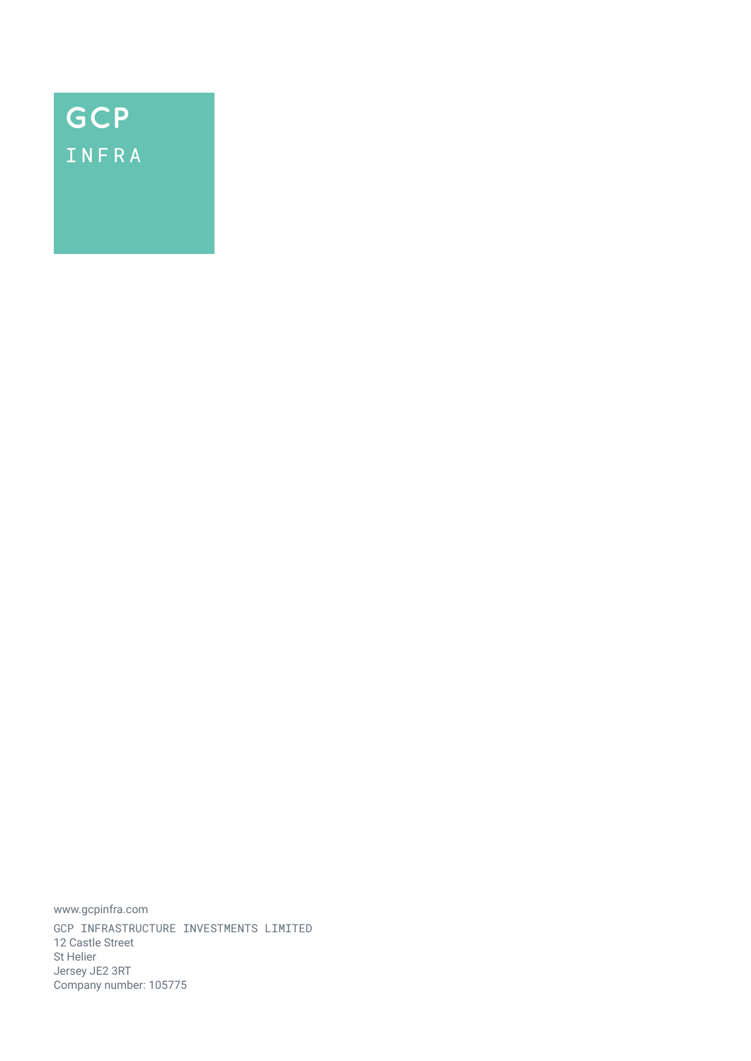GCP

INFRA

www.gcpinfra.com

GCP INFRASTRUCTURE INVESTMENTS LIMITED
12 Castle Street
St Helier
Jersey JE2 3RT
Company number: 105775